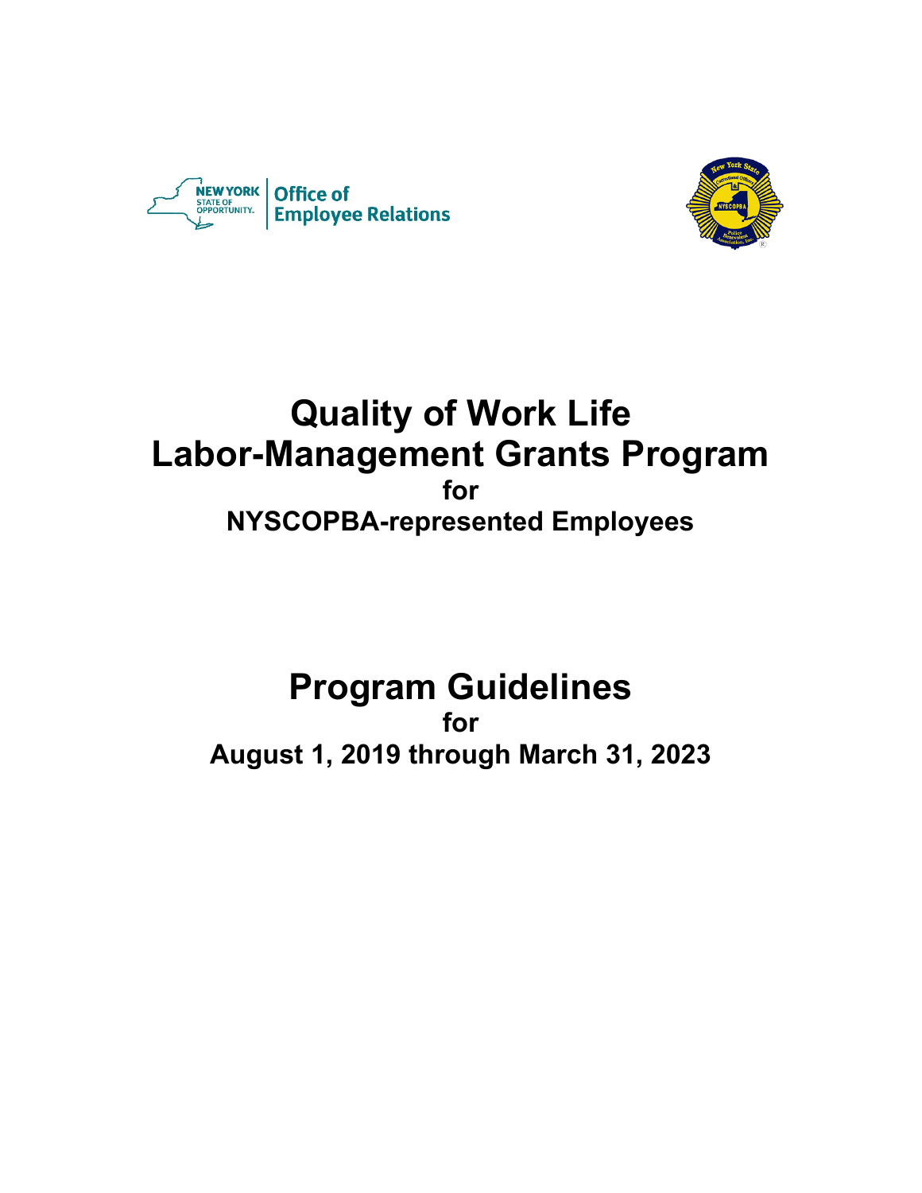NEW YORK STATE OF OPPORTUNITY. | Office of Employee Relations

# Quality of Work Life Labor-Management Grants Program

**for**

**NYSCOPBA-represented Employees**

# Program Guidelines

**for**

**August 1, 2019 through March 31, 2023**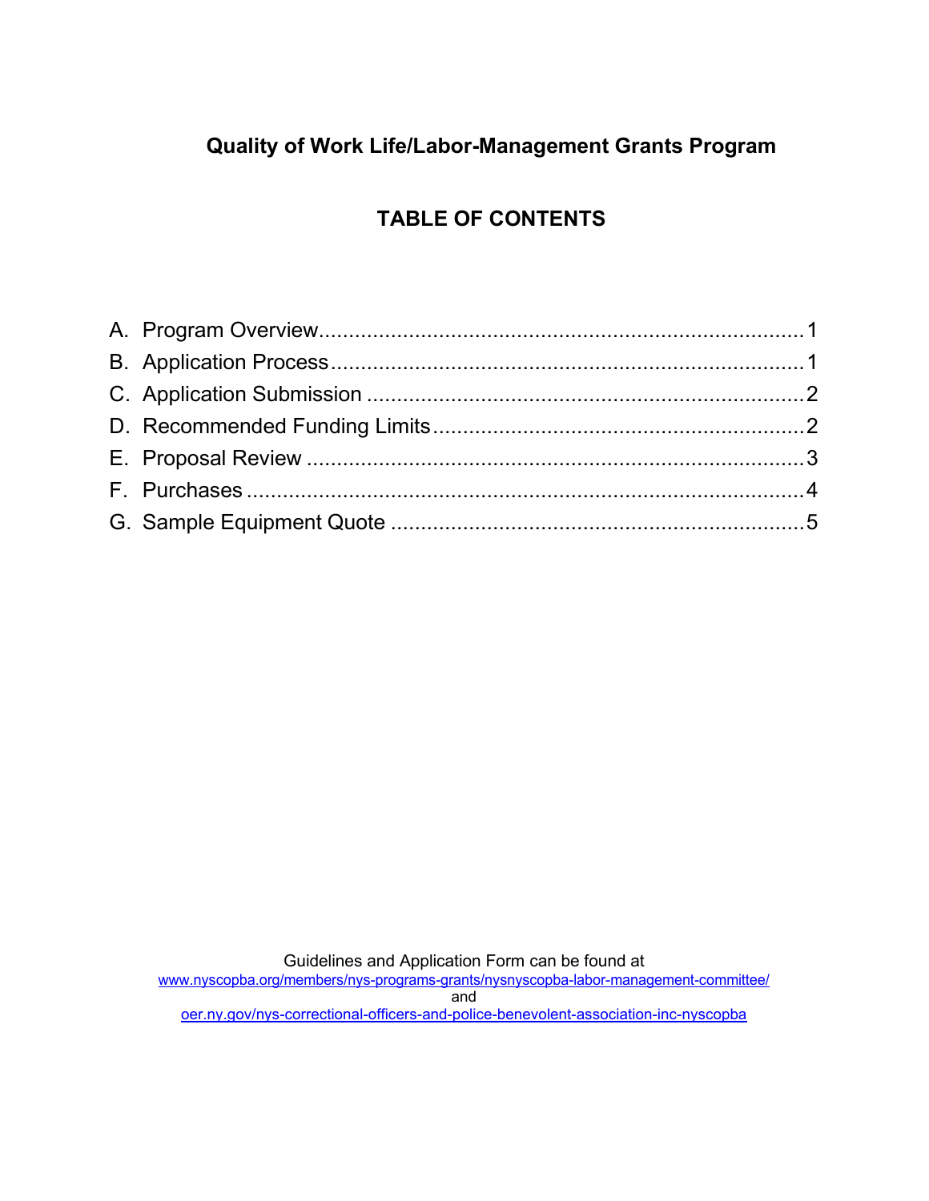# Quality of Work Life/Labor-Management Grants Program

## TABLE OF CONTENTS

A. Program Overview.......................................................................1
B. Application Process.....................................................................1
C. Application Submission ...............................................................2
D. Recommended Funding Limits......................................................2
E. Proposal Review ..........................................................................3
F. Purchases ....................................................................................4
G. Sample Equipment Quote .............................................................5

Guidelines and Application Form can be found at
www.nyscopba.org/members/nys-programs-grants/nysnyscopba-labor-management-committee/
and
oer.ny.gov/nys-correctional-officers-and-police-benevolent-association-inc-nyscopba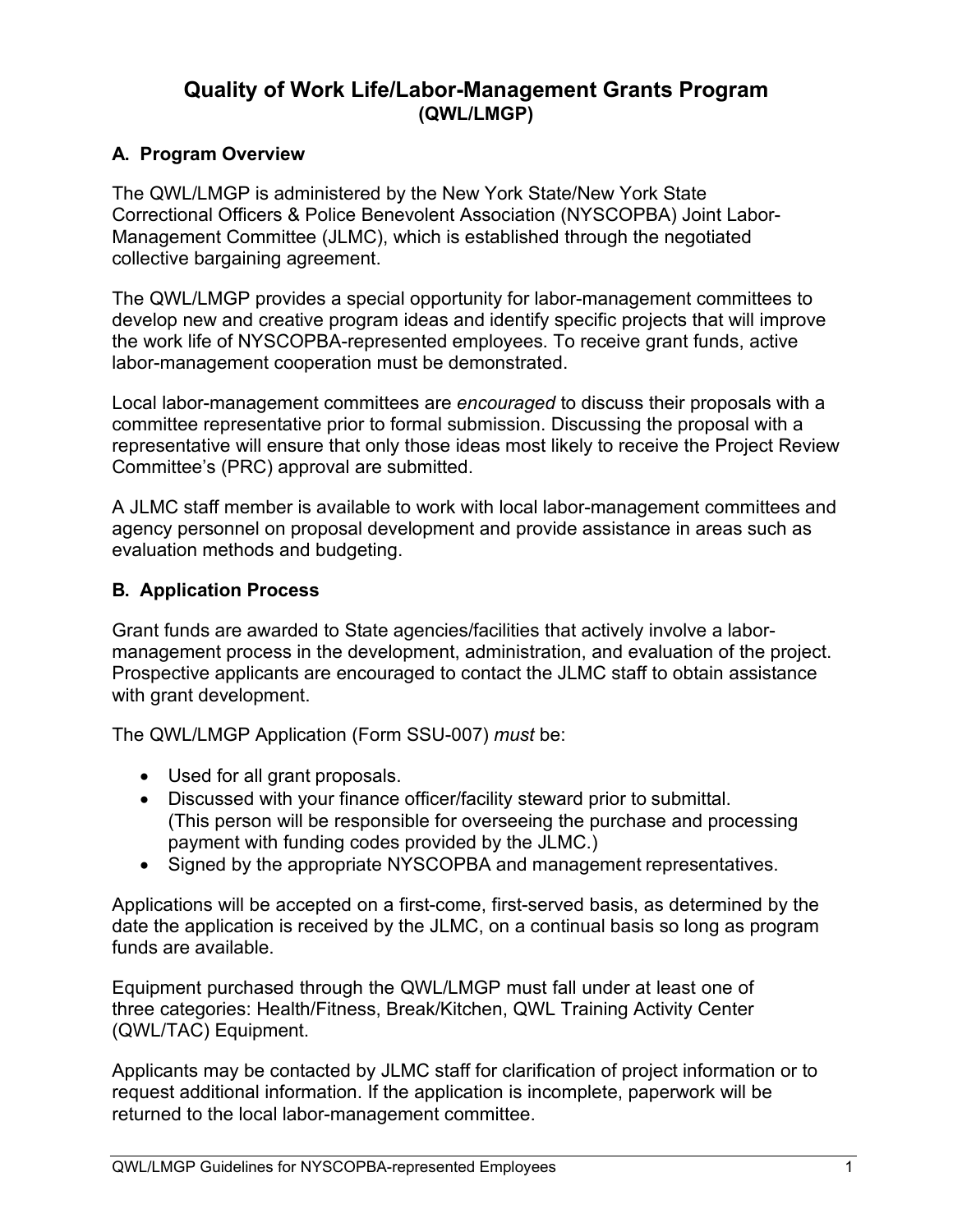# Quality of Work Life/Labor-Management Grants Program
**(QWL/LMGP)**

## A. Program Overview

The QWL/LMGP is administered by the New York State/New York State Correctional Officers & Police Benevolent Association (NYSCOPBA) Joint Labor-Management Committee (JLMC), which is established through the negotiated collective bargaining agreement.

The QWL/LMGP provides a special opportunity for labor-management committees to develop new and creative program ideas and identify specific projects that will improve the work life of NYSCOPBA-represented employees. To receive grant funds, active labor-management cooperation must be demonstrated.

Local labor-management committees are *encouraged* to discuss their proposals with a committee representative prior to formal submission. Discussing the proposal with a representative will ensure that only those ideas most likely to receive the Project Review Committee's (PRC) approval are submitted.

A JLMC staff member is available to work with local labor-management committees and agency personnel on proposal development and provide assistance in areas such as evaluation methods and budgeting.

## B. Application Process

Grant funds are awarded to State agencies/facilities that actively involve a labor-management process in the development, administration, and evaluation of the project. Prospective applicants are encouraged to contact the JLMC staff to obtain assistance with grant development.

The QWL/LMGP Application (Form SSU-007) *must* be:

- Used for all grant proposals.
- Discussed with your finance officer/facility steward prior to submittal. (This person will be responsible for overseeing the purchase and processing payment with funding codes provided by the JLMC.)
- Signed by the appropriate NYSCOPBA and management representatives.

Applications will be accepted on a first-come, first-served basis, as determined by the date the application is received by the JLMC, on a continual basis so long as program funds are available.

Equipment purchased through the QWL/LMGP must fall under at least one of three categories: Health/Fitness, Break/Kitchen, QWL Training Activity Center (QWL/TAC) Equipment.

Applicants may be contacted by JLMC staff for clarification of project information or to request additional information. If the application is incomplete, paperwork will be returned to the local labor-management committee.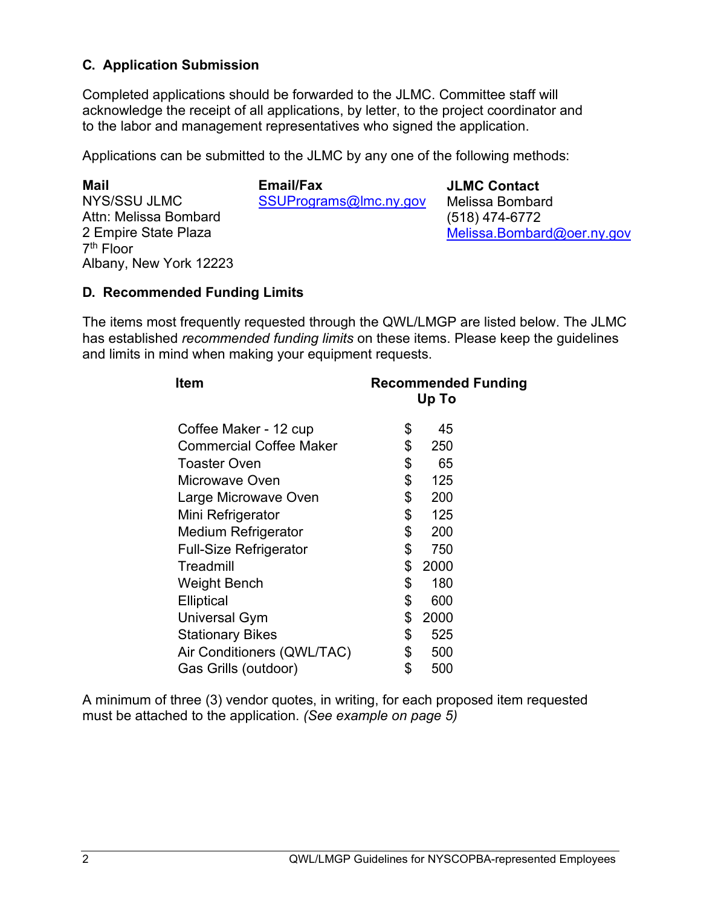### C. Application Submission

Completed applications should be forwarded to the JLMC. Committee staff will acknowledge the receipt of all applications, by letter, to the project coordinator and to the labor and management representatives who signed the application.

Applications can be submitted to the JLMC by any one of the following methods:

**Mail**
NYS/SSU JLMC
Attn: Melissa Bombard
2 Empire State Plaza
7th Floor
Albany, New York 12223

**Email/Fax**
SSUPrograms@lmc.ny.gov

**JLMC Contact**
Melissa Bombard
(518) 474-6772
Melissa.Bombard@oer.ny.gov

### D. Recommended Funding Limits

The items most frequently requested through the QWL/LMGP are listed below. The JLMC has established *recommended funding limits* on these items. Please keep the guidelines and limits in mind when making your equipment requests.

| Item | Recommended Funding Up To |
|---|---|
| Coffee Maker - 12 cup | $ 45 |
| Commercial Coffee Maker | $ 250 |
| Toaster Oven | $ 65 |
| Microwave Oven | $ 125 |
| Large Microwave Oven | $ 200 |
| Mini Refrigerator | $ 125 |
| Medium Refrigerator | $ 200 |
| Full-Size Refrigerator | $ 750 |
| Treadmill | $ 2000 |
| Weight Bench | $ 180 |
| Elliptical | $ 600 |
| Universal Gym | $ 2000 |
| Stationary Bikes | $ 525 |
| Air Conditioners (QWL/TAC) | $ 500 |
| Gas Grills (outdoor) | $ 500 |

A minimum of three (3) vendor quotes, in writing, for each proposed item requested must be attached to the application. *(See example on page 5)*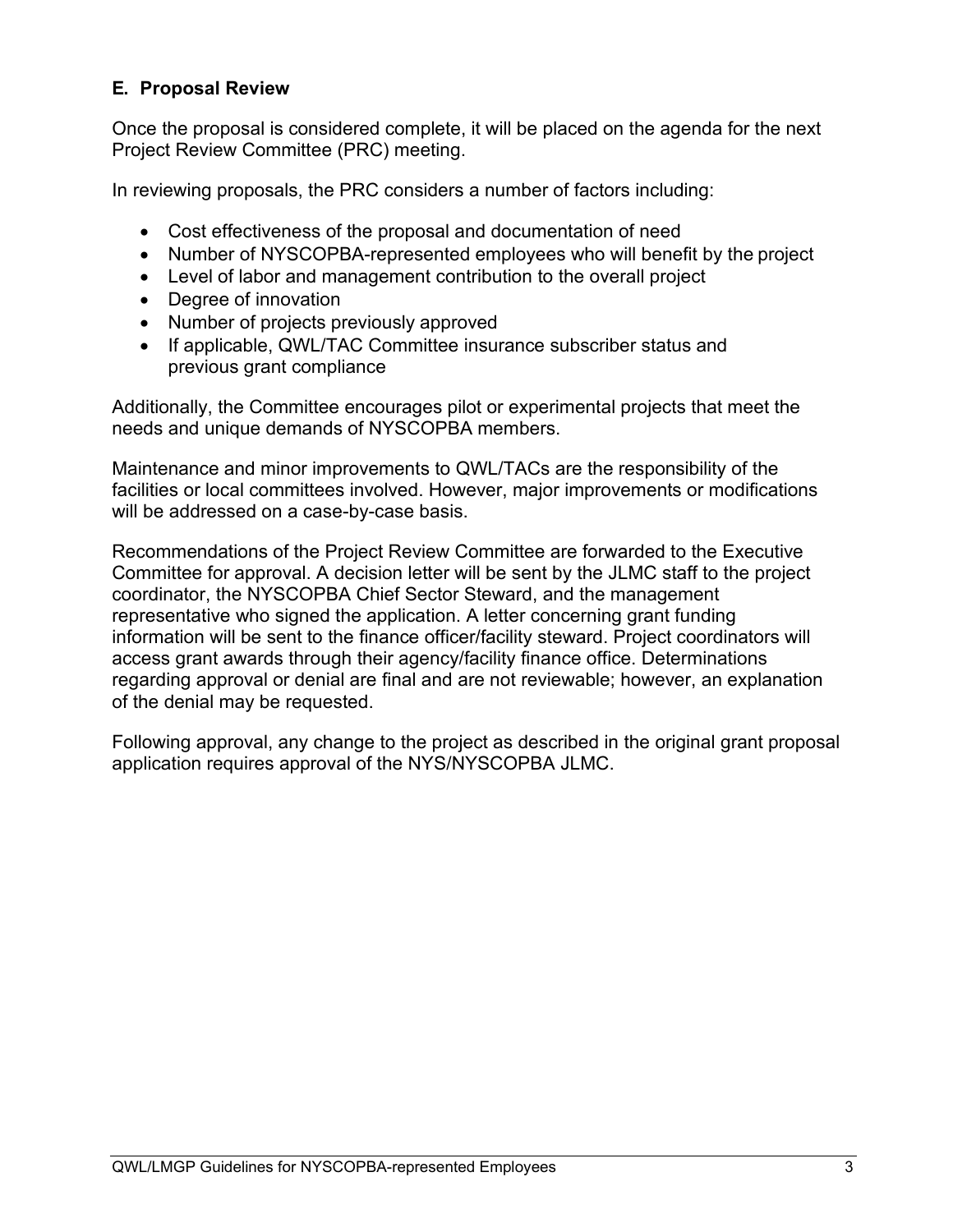## E. Proposal Review

Once the proposal is considered complete, it will be placed on the agenda for the next Project Review Committee (PRC) meeting.

In reviewing proposals, the PRC considers a number of factors including:

- Cost effectiveness of the proposal and documentation of need
- Number of NYSCOPBA-represented employees who will benefit by the project
- Level of labor and management contribution to the overall project
- Degree of innovation
- Number of projects previously approved
- If applicable, QWL/TAC Committee insurance subscriber status and previous grant compliance

Additionally, the Committee encourages pilot or experimental projects that meet the needs and unique demands of NYSCOPBA members.

Maintenance and minor improvements to QWL/TACs are the responsibility of the facilities or local committees involved. However, major improvements or modifications will be addressed on a case-by-case basis.

Recommendations of the Project Review Committee are forwarded to the Executive Committee for approval. A decision letter will be sent by the JLMC staff to the project coordinator, the NYSCOPBA Chief Sector Steward, and the management representative who signed the application. A letter concerning grant funding information will be sent to the finance officer/facility steward. Project coordinators will access grant awards through their agency/facility finance office. Determinations regarding approval or denial are final and are not reviewable; however, an explanation of the denial may be requested.

Following approval, any change to the project as described in the original grant proposal application requires approval of the NYS/NYSCOPBA JLMC.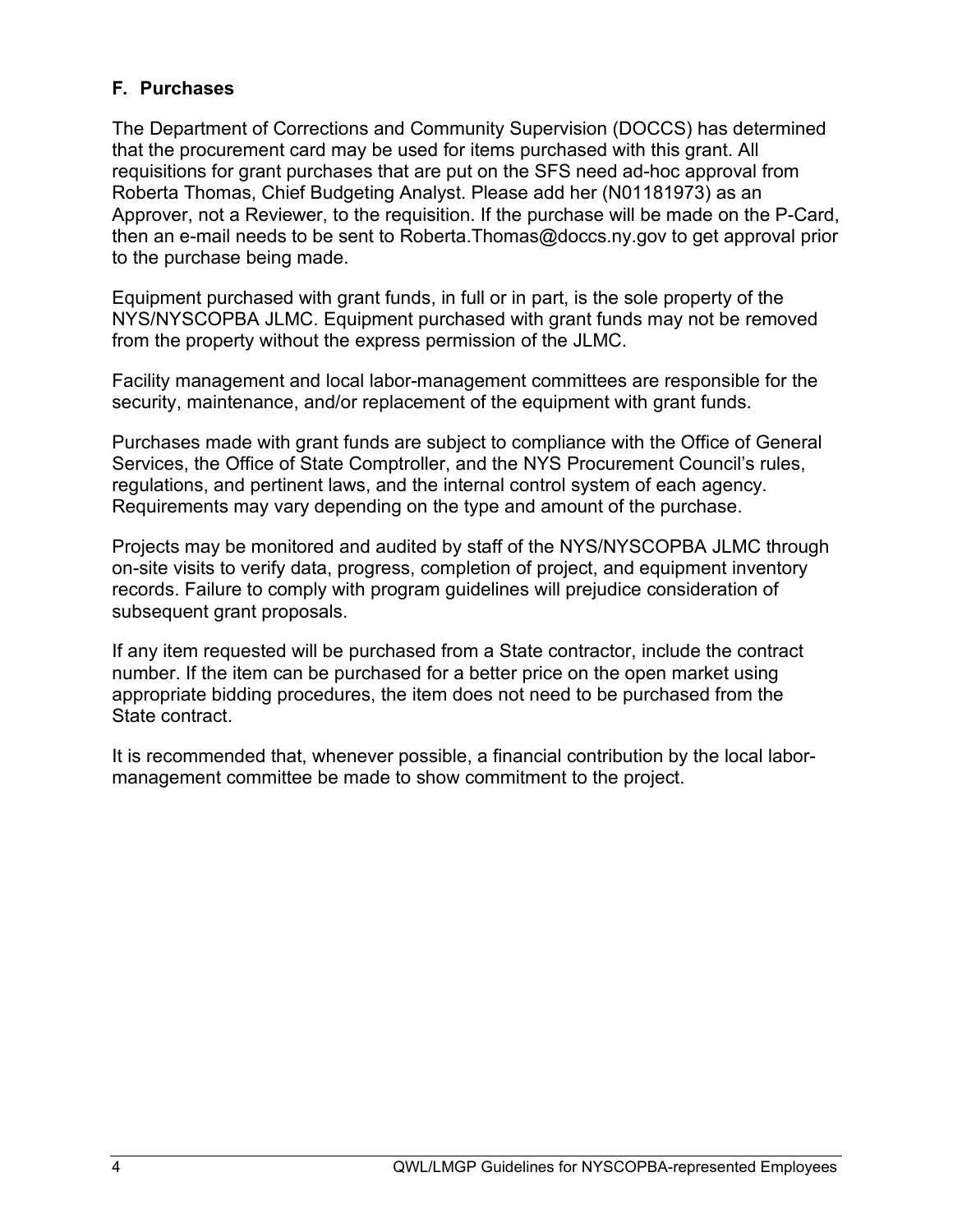### F. Purchases

The Department of Corrections and Community Supervision (DOCCS) has determined that the procurement card may be used for items purchased with this grant. All requisitions for grant purchases that are put on the SFS need ad-hoc approval from Roberta Thomas, Chief Budgeting Analyst. Please add her (N01181973) as an Approver, not a Reviewer, to the requisition. If the purchase will be made on the P-Card, then an e-mail needs to be sent to Roberta.Thomas@doccs.ny.gov to get approval prior to the purchase being made.

Equipment purchased with grant funds, in full or in part, is the sole property of the NYS/NYSCOPBA JLMC. Equipment purchased with grant funds may not be removed from the property without the express permission of the JLMC.

Facility management and local labor-management committees are responsible for the security, maintenance, and/or replacement of the equipment with grant funds.

Purchases made with grant funds are subject to compliance with the Office of General Services, the Office of State Comptroller, and the NYS Procurement Council's rules, regulations, and pertinent laws, and the internal control system of each agency. Requirements may vary depending on the type and amount of the purchase.

Projects may be monitored and audited by staff of the NYS/NYSCOPBA JLMC through on-site visits to verify data, progress, completion of project, and equipment inventory records. Failure to comply with program guidelines will prejudice consideration of subsequent grant proposals.

If any item requested will be purchased from a State contractor, include the contract number. If the item can be purchased for a better price on the open market using appropriate bidding procedures, the item does not need to be purchased from the State contract.

It is recommended that, whenever possible, a financial contribution by the local labor-management committee be made to show commitment to the project.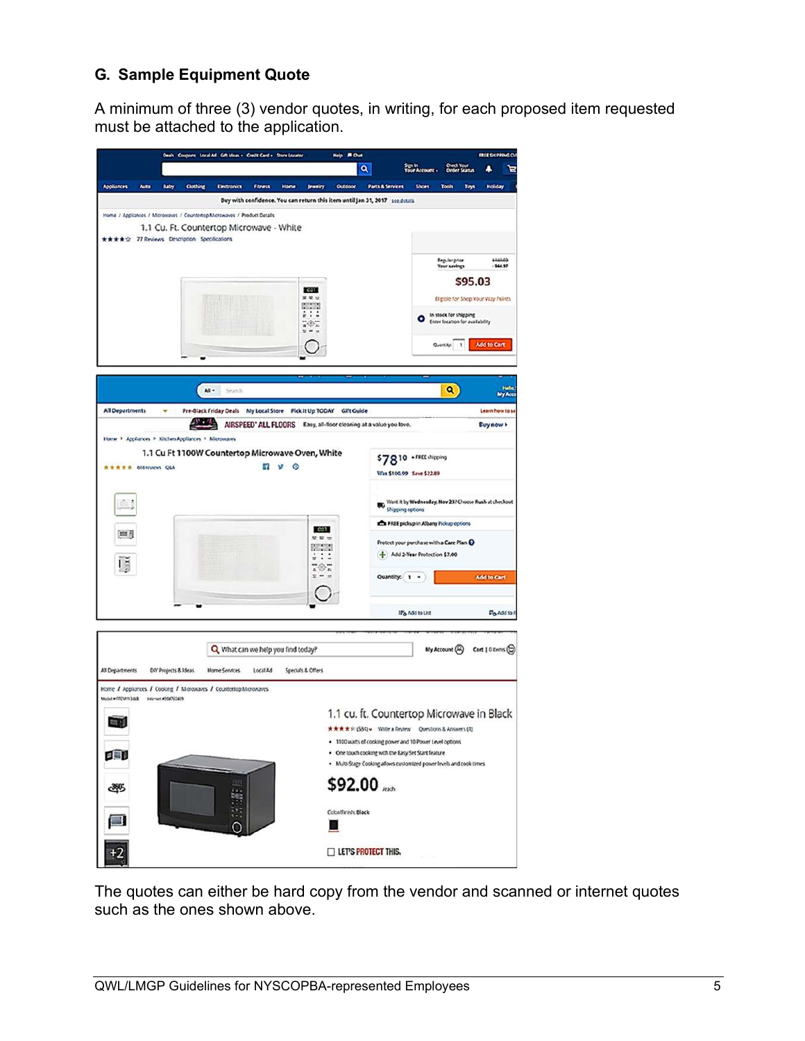## G. Sample Equipment Quote

A minimum of three (3) vendor quotes, in writing, for each proposed item requested must be attached to the application.

The quotes can either be hard copy from the vendor and scanned or internet quotes such as the ones shown above.